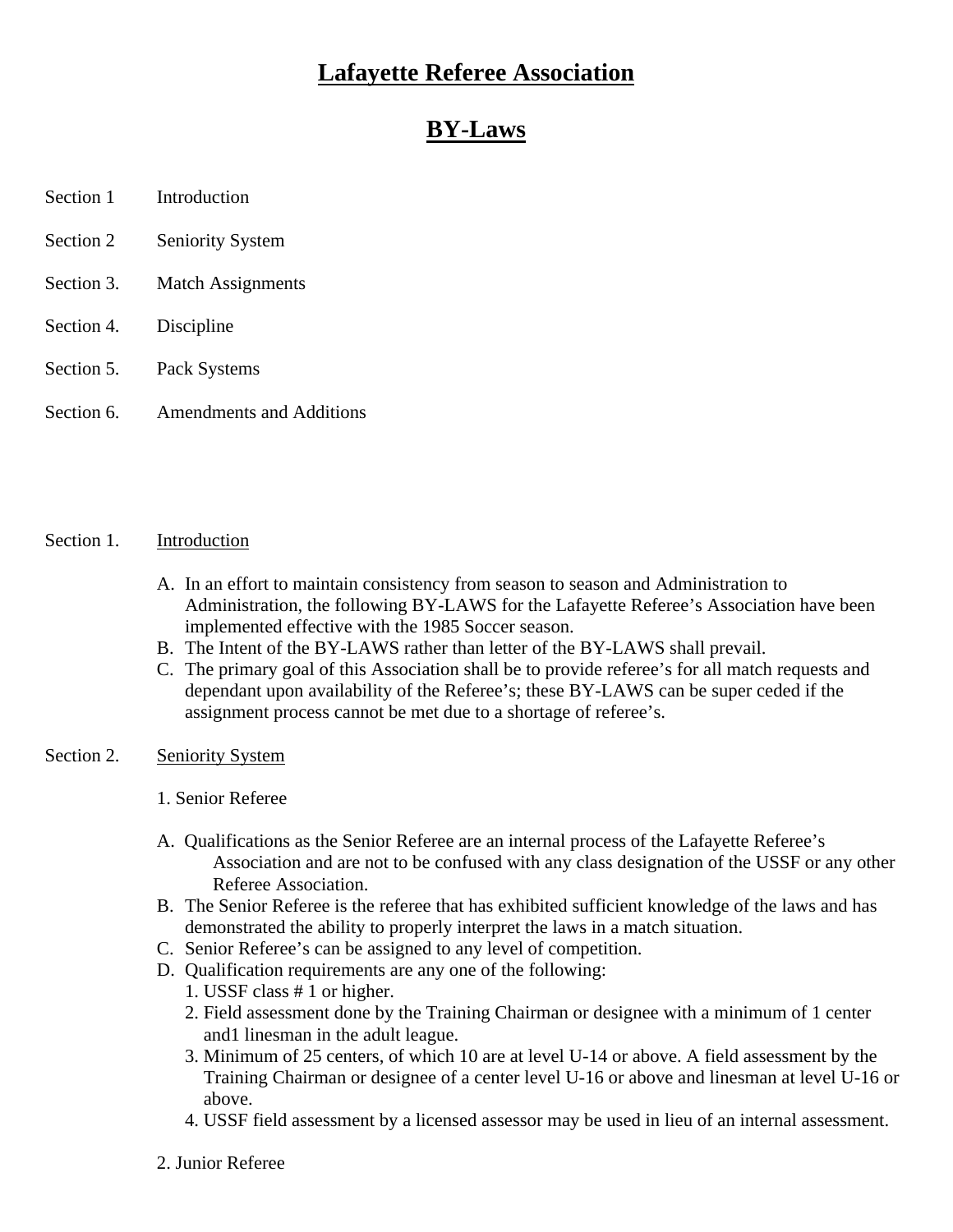# Lafayette Referee Association

# BY-Laws

Section 1 Introduction

Section 2 Seniority System

Section 3. Match Assignments

Section 4. Discipline

Section 5. Pack Systems

Section 6. Amendments and Additions

## Section 1. Introduction

A. In an effort to maintain consistency from season to season and Administration to Administration, the following BY-LAWS for the Lafayette Referee's Association have been implemented effective with the 1985 Soccer season.
B. The Intent of the BY-LAWS rather than letter of the BY-LAWS shall prevail.
C. The primary goal of this Association shall be to provide referee's for all match requests and dependant upon availability of the Referee's; these BY-LAWS can be super ceded if the assignment process cannot be met due to a shortage of referee's.

## Section 2. Seniority System

1. Senior Referee

A. Qualifications as the Senior Referee are an internal process of the Lafayette Referee's Association and are not to be confused with any class designation of the USSF or any other Referee Association.
B. The Senior Referee is the referee that has exhibited sufficient knowledge of the laws and has demonstrated the ability to properly interpret the laws in a match situation.
C. Senior Referee's can be assigned to any level of competition.
D. Qualification requirements are any one of the following:
   1. USSF class # 1 or higher.
   2. Field assessment done by the Training Chairman or designee with a minimum of 1 center and1 linesman in the adult league.
   3. Minimum of 25 centers, of which 10 are at level U-14 or above. A field assessment by the Training Chairman or designee of a center level U-16 or above and linesman at level U-16 or above.
   4. USSF field assessment by a licensed assessor may be used in lieu of an internal assessment.

2. Junior Referee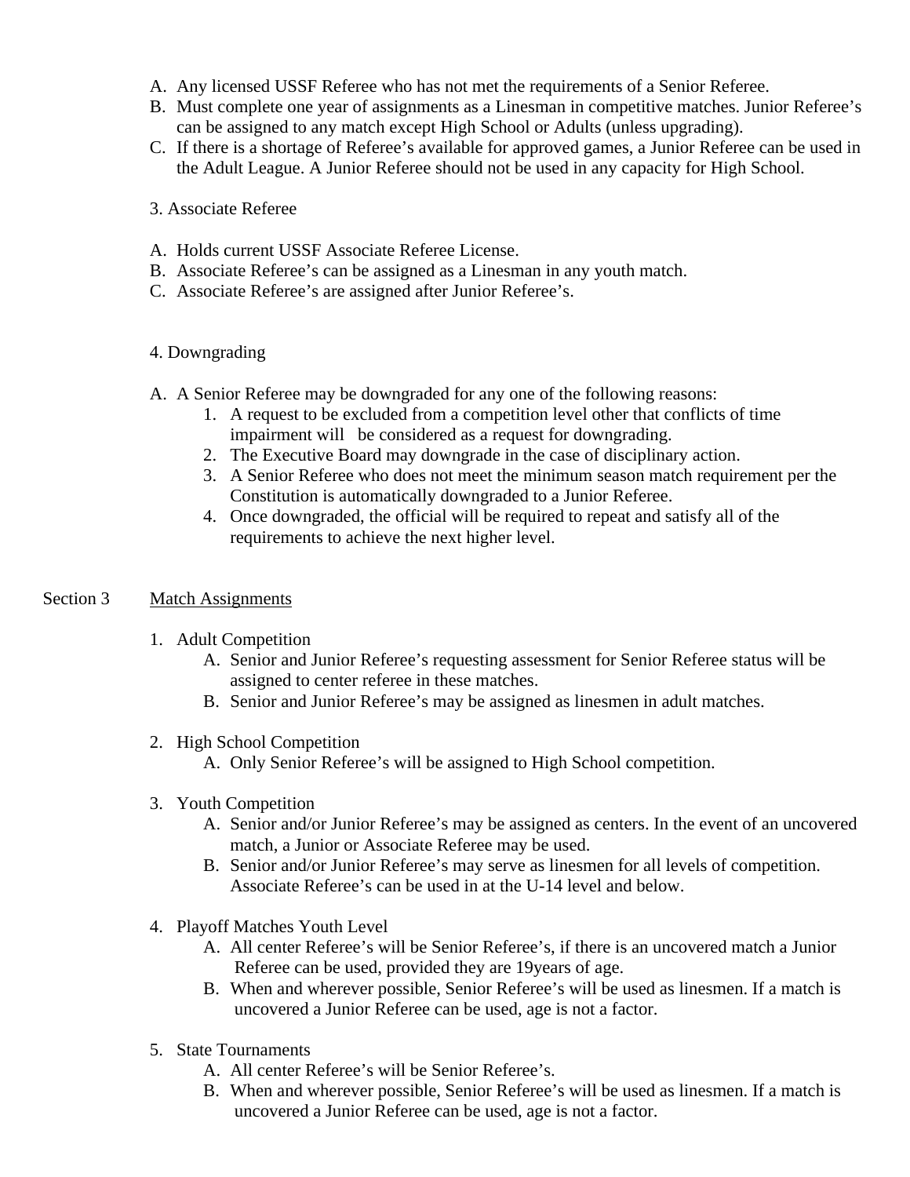A. Any licensed USSF Referee who has not met the requirements of a Senior Referee.
B. Must complete one year of assignments as a Linesman in competitive matches. Junior Referee's can be assigned to any match except High School or Adults (unless upgrading).
C. If there is a shortage of Referee's available for approved games, a Junior Referee can be used in the Adult League. A Junior Referee should not be used in any capacity for High School.

3. Associate Referee

A. Holds current USSF Associate Referee License.
B. Associate Referee's can be assigned as a Linesman in any youth match.
C. Associate Referee's are assigned after Junior Referee's.

4. Downgrading

A. A Senior Referee may be downgraded for any one of the following reasons:
   1. A request to be excluded from a competition level other that conflicts of time impairment will be considered as a request for downgrading.
   2. The Executive Board may downgrade in the case of disciplinary action.
   3. A Senior Referee who does not meet the minimum season match requirement per the Constitution is automatically downgraded to a Junior Referee.
   4. Once downgraded, the official will be required to repeat and satisfy all of the requirements to achieve the next higher level.

Section 3 <u>Match Assignments</u>

1. Adult Competition
   A. Senior and Junior Referee's requesting assessment for Senior Referee status will be assigned to center referee in these matches.
   B. Senior and Junior Referee's may be assigned as linesmen in adult matches.

2. High School Competition
   A. Only Senior Referee's will be assigned to High School competition.

3. Youth Competition
   A. Senior and/or Junior Referee's may be assigned as centers. In the event of an uncovered match, a Junior or Associate Referee may be used.
   B. Senior and/or Junior Referee's may serve as linesmen for all levels of competition. Associate Referee's can be used in at the U-14 level and below.

4. Playoff Matches Youth Level
   A. All center Referee's will be Senior Referee's, if there is an uncovered match a Junior Referee can be used, provided they are 19years of age.
   B. When and wherever possible, Senior Referee's will be used as linesmen. If a match is uncovered a Junior Referee can be used, age is not a factor.

5. State Tournaments
   A. All center Referee's will be Senior Referee's.
   B. When and wherever possible, Senior Referee's will be used as linesmen. If a match is uncovered a Junior Referee can be used, age is not a factor.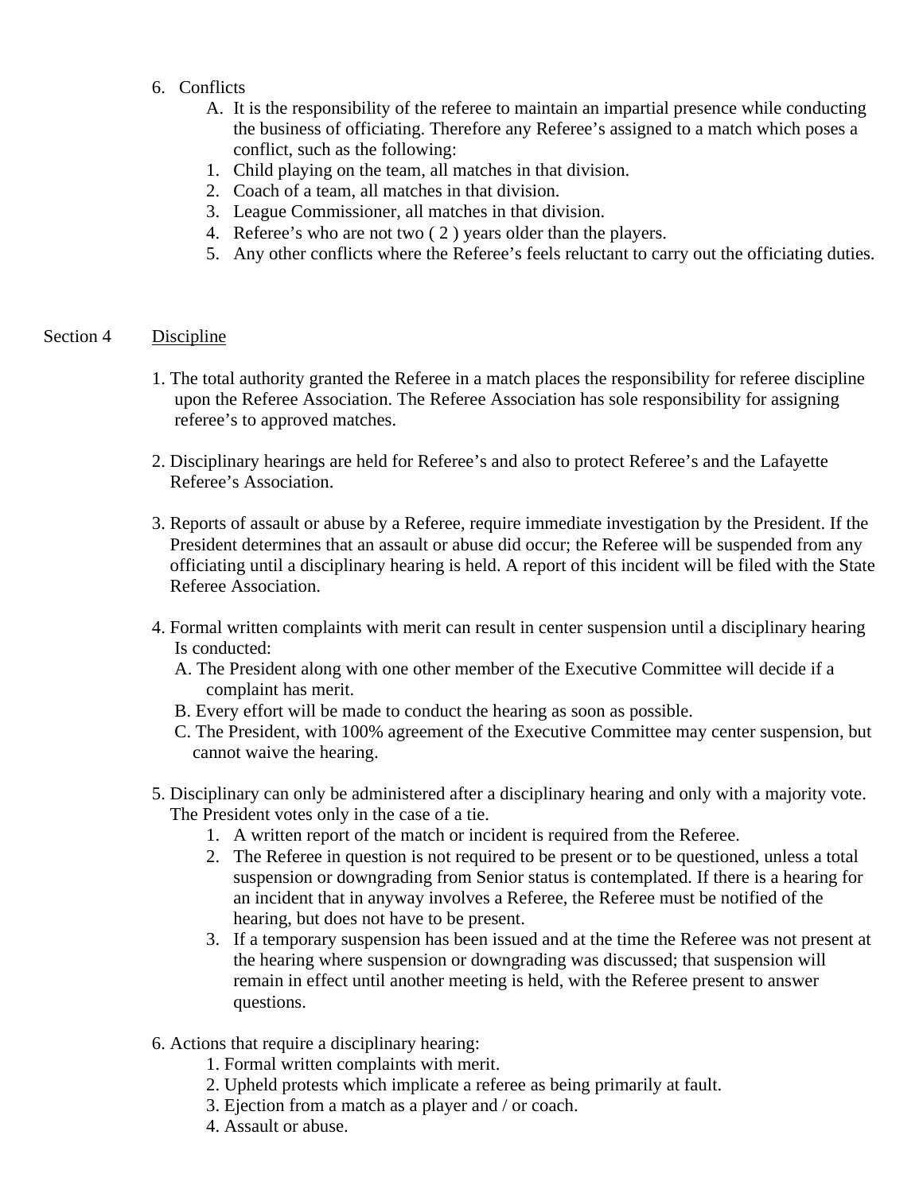6. Conflicts
   A. It is the responsibility of the referee to maintain an impartial presence while conducting the business of officiating. Therefore any Referee's assigned to a match which poses a conflict, such as the following:
   1. Child playing on the team, all matches in that division.
   2. Coach of a team, all matches in that division.
   3. League Commissioner, all matches in that division.
   4. Referee's who are not two ( 2 ) years older than the players.
   5. Any other conflicts where the Referee's feels reluctant to carry out the officiating duties.

Section 4 Discipline

1. The total authority granted the Referee in a match places the responsibility for referee discipline upon the Referee Association. The Referee Association has sole responsibility for assigning referee's to approved matches.

2. Disciplinary hearings are held for Referee's and also to protect Referee's and the Lafayette Referee's Association.

3. Reports of assault or abuse by a Referee, require immediate investigation by the President. If the President determines that an assault or abuse did occur; the Referee will be suspended from any officiating until a disciplinary hearing is held. A report of this incident will be filed with the State Referee Association.

4. Formal written complaints with merit can result in center suspension until a disciplinary hearing Is conducted:
   A. The President along with one other member of the Executive Committee will decide if a complaint has merit.
   B. Every effort will be made to conduct the hearing as soon as possible.
   C. The President, with 100% agreement of the Executive Committee may center suspension, but cannot waive the hearing.

5. Disciplinary can only be administered after a disciplinary hearing and only with a majority vote. The President votes only in the case of a tie.
   1. A written report of the match or incident is required from the Referee.
   2. The Referee in question is not required to be present or to be questioned, unless a total suspension or downgrading from Senior status is contemplated. If there is a hearing for an incident that in anyway involves a Referee, the Referee must be notified of the hearing, but does not have to be present.
   3. If a temporary suspension has been issued and at the time the Referee was not present at the hearing where suspension or downgrading was discussed; that suspension will remain in effect until another meeting is held, with the Referee present to answer questions.

6. Actions that require a disciplinary hearing:
   1. Formal written complaints with merit.
   2. Upheld protests which implicate a referee as being primarily at fault.
   3. Ejection from a match as a player and / or coach.
   4. Assault or abuse.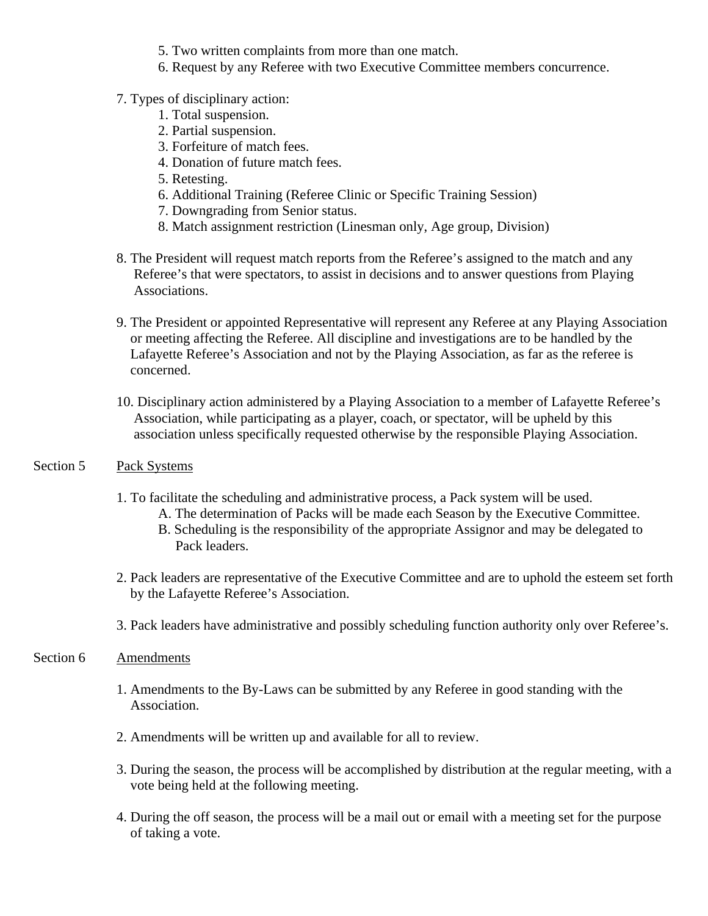5. Two written complaints from more than one match.
6. Request by any Referee with two Executive Committee members concurrence.

7. Types of disciplinary action:
   1. Total suspension.
   2. Partial suspension.
   3. Forfeiture of match fees.
   4. Donation of future match fees.
   5. Retesting.
   6. Additional Training (Referee Clinic or Specific Training Session)
   7. Downgrading from Senior status.
   8. Match assignment restriction (Linesman only, Age group, Division)

8. The President will request match reports from the Referee's assigned to the match and any Referee's that were spectators, to assist in decisions and to answer questions from Playing Associations.

9. The President or appointed Representative will represent any Referee at any Playing Association or meeting affecting the Referee. All discipline and investigations are to be handled by the Lafayette Referee's Association and not by the Playing Association, as far as the referee is concerned.

10. Disciplinary action administered by a Playing Association to a member of Lafayette Referee's Association, while participating as a player, coach, or spectator, will be upheld by this association unless specifically requested otherwise by the responsible Playing Association.

Section 5 Pack Systems

1. To facilitate the scheduling and administrative process, a Pack system will be used.
   A. The determination of Packs will be made each Season by the Executive Committee.
   B. Scheduling is the responsibility of the appropriate Assignor and may be delegated to Pack leaders.

2. Pack leaders are representative of the Executive Committee and are to uphold the esteem set forth by the Lafayette Referee's Association.

3. Pack leaders have administrative and possibly scheduling function authority only over Referee's.

Section 6 Amendments

1. Amendments to the By-Laws can be submitted by any Referee in good standing with the Association.

2. Amendments will be written up and available for all to review.

3. During the season, the process will be accomplished by distribution at the regular meeting, with a vote being held at the following meeting.

4. During the off season, the process will be a mail out or email with a meeting set for the purpose of taking a vote.